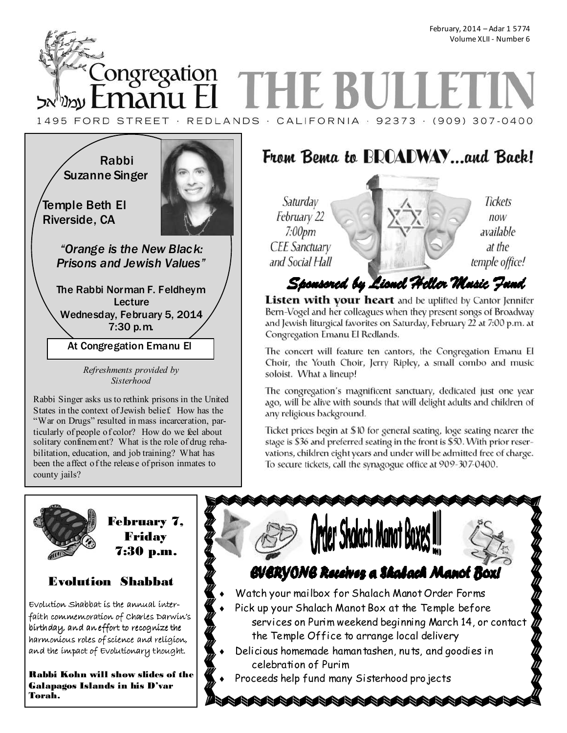February, 2014 – Adar 1 5774
Volume XLII - Number 6

# Congregation Emanu El עמנו״אל THE BULLETIN

1495 FORD STREET · REDLANDS · CALIFORNIA · 92373 · (909) 307-0400

## Rabbi Suzanne Singer

Temple Beth El
Riverside, CA

*"Orange is the New Black: Prisons and Jewish Values"*

The Rabbi Norman F. Feldheym Lecture
Wednesday, February 5, 2014
7:30 p.m.

At Congregation Emanu El

*Refreshments provided by Sisterhood*

Rabbi Singer asks us to rethink prisons in the United States in the context of Jewish belief. How has the "War on Drugs" resulted in mass incarceration, particularly of people of color? How do we feel about solitary confinement? What is the role of drug rehabilitation, education, and job training? What has been the affect of the release of prison inmates to county jails?

## From Bema to BROADWAY...and Back!

Saturday
February 22
7:00pm
CEE Sanctuary
and Social Hall

Tickets now available at the temple office!

***Sponsored by Lionel Heller Music Fund***

**Listen with your heart** and be uplifted by Cantor Jennifer Bern-Vogel and her colleagues when they present songs of Broadway and Jewish liturgical favorites on Saturday, February 22 at 7:00 p.m. at Congregation Emanu El Redlands.

The concert will feature ten cantors, the Congregation Emanu El Choir, the Youth Choir, Jerry Ripley, a small combo and music soloist. What a lineup!

The congregation's magnificent sanctuary, dedicated just one year ago, will be alive with sounds that will delight adults and children of any religious background.

Ticket prices begin at $10 for general seating, loge seating nearer the stage is $36 and preferred seating in the front is $50. With prior reservations, children eight years and under will be admitted free of charge. To secure tickets, call the synagogue office at 909-307-0400.

**February 7, Friday 7:30 p.m.**

## Evolution Shabbat

Evolution Shabbat is the annual inter-faith commemoration of Charles Darwin's birthday, and an effort to recognize the harmonious roles of science and religion, and the impact of Evolutionary thought.

**Rabbi Kohn will show slides of the Galapagos Islands in his D'var Torah.**

## Order Shalach Manot Boxes!!!

***EVERYONE Receives a Shalach Manot Box!***

- Watch your mailbox for Shalach Manot Order Forms
- Pick up your Shalach Manot Box at the Temple before services on Purim weekend beginning March 14, or contact the Temple Office to arrange local delivery
- Delicious homemade hamantashen, nuts, and goodies in celebration of Purim
- Proceeds help fund many Sisterhood projects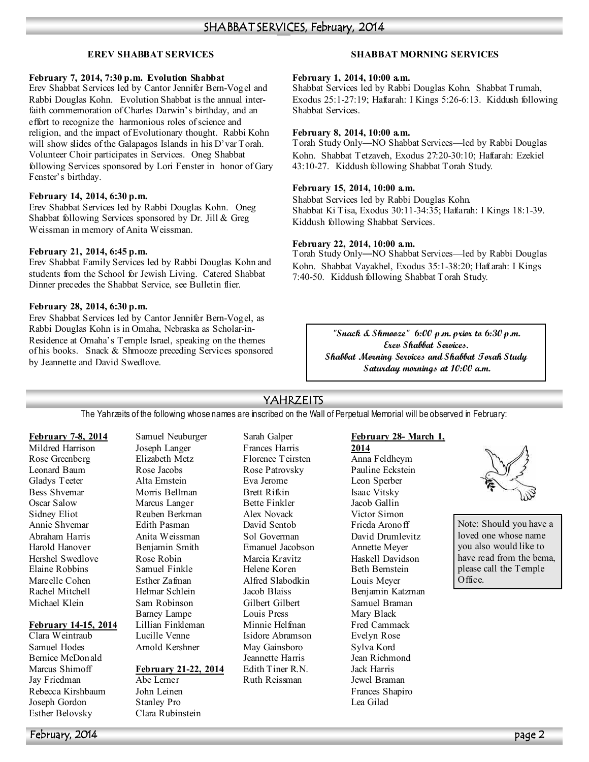# SHABBAT SERVICES, February, 2014

## EREV SHABBAT SERVICES

**February 7, 2014, 7:30 p.m. Evolution Shabbat**
Erev Shabbat Services led by Cantor Jennifer Bern-Vogel and Rabbi Douglas Kohn. Evolution Shabbat is the annual interfaith commemoration of Charles Darwin's birthday, and an effort to recognize the harmonious roles of science and religion, and the impact of Evolutionary thought. Rabbi Kohn will show slides of the Galapagos Islands in his D'var Torah. Volunteer Choir participates in Services. Oneg Shabbat following Services sponsored by Lori Fenster in honor of Gary Fenster's birthday.

**February 14, 2014, 6:30 p.m.**
Erev Shabbat Services led by Rabbi Douglas Kohn. Oneg Shabbat following Services sponsored by Dr. Jill & Greg Weissman in memory of Anita Weissman.

**February 21, 2014, 6:45 p.m.**
Erev Shabbat Family Services led by Rabbi Douglas Kohn and students from the School for Jewish Living. Catered Shabbat Dinner precedes the Shabbat Service, see Bulletin flier.

**February 28, 2014, 6:30 p.m.**
Erev Shabbat Services led by Cantor Jennifer Bern-Vogel, as Rabbi Douglas Kohn is in Omaha, Nebraska as Scholar-in-Residence at Omaha's Temple Israel, speaking on the themes of his books. Snack & Shmooze preceding Services sponsored by Jeannette and David Swedlove.

## SHABBAT MORNING SERVICES

**February 1, 2014, 10:00 a.m.**
Shabbat Services led by Rabbi Douglas Kohn. Shabbat Trumah, Exodus 25:1-27:19; Haftarah: I Kings 5:26-6:13. Kiddush following Shabbat Services.

**February 8, 2014, 10:00 a.m.**
Torah Study Only—NO Shabbat Services—led by Rabbi Douglas Kohn. Shabbat Tetzaveh, Exodus 27:20-30:10; Haftarah: Ezekiel 43:10-27. Kiddush following Shabbat Torah Study.

**February 15, 2014, 10:00 a.m.**
Shabbat Services led by Rabbi Douglas Kohn.
Shabbat Ki Tisa, Exodus 30:11-34:35; Haftarah: I Kings 18:1-39. Kiddush following Shabbat Services.

**February 22, 2014, 10:00 a.m.**
Torah Study Only—NO Shabbat Services—led by Rabbi Douglas Kohn. Shabbat Vayakhel, Exodus 35:1-38:20; Haftarah: I Kings 7:40-50. Kiddush following Shabbat Torah Study.

*"Snack & Shmooze" 6:00 p.m. prior to 6:30 p.m. Erev Shabbat Services.*
*Shabbat Morning Services and Shabbat Torah Study Saturday mornings at 10:00 a.m.*

# YAHRZEITS

The Yahrzeits of the following whose names are inscribed on the Wall of Perpetual Memorial will be observed in February:

**February 7-8, 2014**
Mildred Harrison
Rose Greenberg
Leonard Baum
Gladys Teeter
Bess Shvemar
Oscar Salow
Sidney Eliot
Annie Shvemar
Abraham Harris
Harold Hanover
Hershel Swedlove
Elaine Robbins
Marcelle Cohen
Rachel Mitchell
Michael Klein

**February 14-15, 2014**
Clara Weintraub
Samuel Hodes
Bernice McDonald
Marcus Shimoff
Jay Friedman
Rebecca Kirshbaum
Joseph Gordon
Esther Belovsky
Samuel Neuburger
Joseph Langer
Elizabeth Metz
Rose Jacobs
Alta Ernstein
Morris Bellman
Marcus Langer
Reuben Berkman
Edith Pasman
Anita Weissman
Benjamin Smith
Rose Robin
Samuel Finkle
Esther Zafman
Helmar Schlein
Sam Robinson
Barney Lampe
Lillian Finkleman
Lucille Venne
Arnold Kershner

**February 21-22, 2014**
Abe Lerner
John Leinen
Stanley Pro
Clara Rubinstein
Sarah Galper
Frances Harris
Florence Teirsten
Rose Patrovsky
Eva Jerome
Brett Rifkin
Bette Finkler
Alex Novack
David Sentob
Sol Goverman
Emanuel Jacobson
Marcia Kravitz
Helene Koren
Alfred Slabodkin
Jacob Blaiss
Gilbert Gilbert
Louis Press
Minnie Helfman
Isidore Abramson
May Gainsboro
Jeannette Harris
Edith Tiner R.N.
Ruth Reissman

**February 28- March 1, 2014**
Anna Feldheym
Pauline Eckstein
Leon Sperber
Isaac Vitsky
Jacob Gallin
Victor Simon
Frieda Aronoff
David Drumlevitz
Annette Meyer
Haskell Davidson
Beth Bernstein
Louis Meyer
Benjamin Katzman
Samuel Braman
Mary Black
Fred Cammack
Evelyn Rose
Sylva Kord
Jean Richmond
Jack Harris
Jewel Braman
Frances Shapiro
Lea Gilad

Note: Should you have a loved one whose name you also would like to have read from the bema, please call the Temple Office.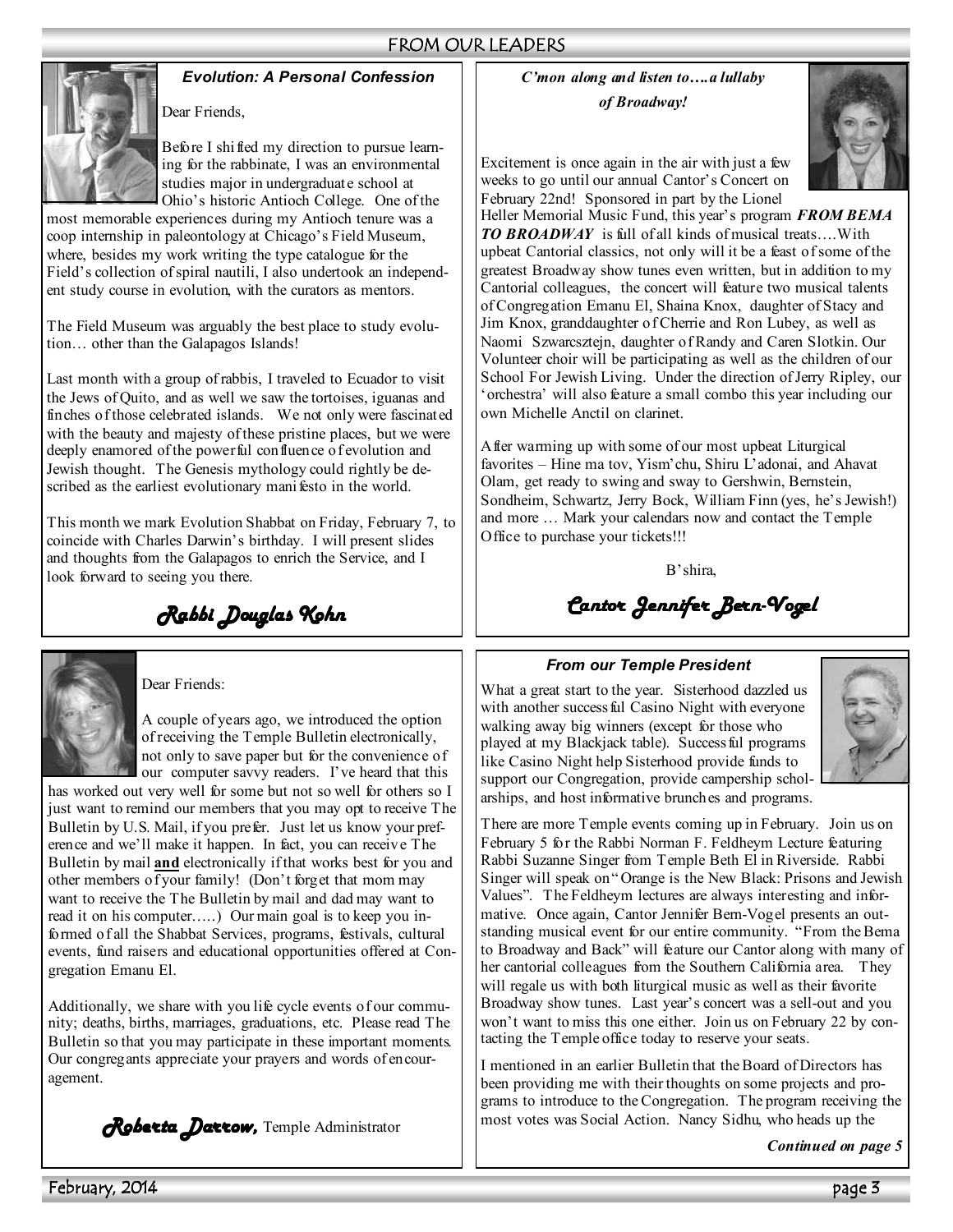# FROM OUR LEADERS

## *Evolution: A Personal Confession*

Dear Friends,

Before I shifted my direction to pursue learning for the rabbinate, I was an environmental studies major in undergraduate school at Ohio's historic Antioch College. One of the most memorable experiences during my Antioch tenure was a coop internship in paleontology at Chicago's Field Museum, where, besides my work writing the type catalogue for the Field's collection of spiral nautili, I also undertook an independent study course in evolution, with the curators as mentors.

The Field Museum was arguably the best place to study evolution… other than the Galapagos Islands!

Last month with a group of rabbis, I traveled to Ecuador to visit the Jews of Quito, and as well we saw the tortoises, iguanas and finches of those celebrated islands. We not only were fascinated with the beauty and majesty of these pristine places, but we were deeply enamored of the powerful confluence of evolution and Jewish thought. The Genesis mythology could rightly be described as the earliest evolutionary manifesto in the world.

This month we mark Evolution Shabbat on Friday, February 7, to coincide with Charles Darwin's birthday. I will present slides and thoughts from the Galapagos to enrich the Service, and I look forward to seeing you there.

***Rabbi Douglas Kohn***

## *C'mon along and listen to….a lullaby of Broadway!*

Excitement is once again in the air with just a few weeks to go until our annual Cantor's Concert on February 22nd! Sponsored in part by the Lionel Heller Memorial Music Fund, this year's program ***FROM BEMA TO BROADWAY*** is full of all kinds of musical treats….With upbeat Cantorial classics, not only will it be a feast of some of the greatest Broadway show tunes even written, but in addition to my Cantorial colleagues, the concert will feature two musical talents of Congregation Emanu El, Shaina Knox, daughter of Stacy and Jim Knox, granddaughter of Cherrie and Ron Lubey, as well as Naomi Szwarcsztejn, daughter of Randy and Caren Slotkin. Our Volunteer choir will be participating as well as the children of our School For Jewish Living. Under the direction of Jerry Ripley, our 'orchestra' will also feature a small combo this year including our own Michelle Anctil on clarinet.

After warming up with some of our most upbeat Liturgical favorites – Hine ma tov, Yism'chu, Shiru L'adonai, and Ahavat Olam, get ready to swing and sway to Gershwin, Bernstein, Sondheim, Schwartz, Jerry Bock, William Finn (yes, he's Jewish!) and more … Mark your calendars now and contact the Temple Office to purchase your tickets!!!

B'shira,

***Cantor Jennifer Bern-Vogel***

---

Dear Friends:

A couple of years ago, we introduced the option of receiving the Temple Bulletin electronically, not only to save paper but for the convenience of our computer savvy readers. I've heard that this has worked out very well for some but not so well for others so I just want to remind our members that you may opt to receive The Bulletin by U.S. Mail, if you prefer. Just let us know your preference and we'll make it happen. In fact, you can receive The Bulletin by mail **and** electronically if that works best for you and other members of your family! (Don't forget that mom may want to receive the The Bulletin by mail and dad may want to read it on his computer…..) Our main goal is to keep you informed of all the Shabbat Services, programs, festivals, cultural events, fund raisers and educational opportunities offered at Congregation Emanu El.

Additionally, we share with you life cycle events of our community; deaths, births, marriages, graduations, etc. Please read The Bulletin so that you may participate in these important moments. Our congregants appreciate your prayers and words of encouragement.

***Roberta Darrow,*** Temple Administrator

## *From our Temple President*

What a great start to the year. Sisterhood dazzled us with another successful Casino Night with everyone walking away big winners (except for those who played at my Blackjack table). Successful programs like Casino Night help Sisterhood provide funds to support our Congregation, provide campership scholarships, and host informative brunches and programs.

There are more Temple events coming up in February. Join us on February 5 for the Rabbi Norman F. Feldheym Lecture featuring Rabbi Suzanne Singer from Temple Beth El in Riverside. Rabbi Singer will speak on "Orange is the New Black: Prisons and Jewish Values". The Feldheym lectures are always interesting and informative. Once again, Cantor Jennifer Bern-Vogel presents an outstanding musical event for our entire community. "From the Bema to Broadway and Back" will feature our Cantor along with many of her cantorial colleagues from the Southern California area. They will regale us with both liturgical music as well as their favorite Broadway show tunes. Last year's concert was a sell-out and you won't want to miss this one either. Join us on February 22 by contacting the Temple office today to reserve your seats.

I mentioned in an earlier Bulletin that the Board of Directors has been providing me with their thoughts on some projects and programs to introduce to the Congregation. The program receiving the most votes was Social Action. Nancy Sidhu, who heads up the

***Continued on page 5***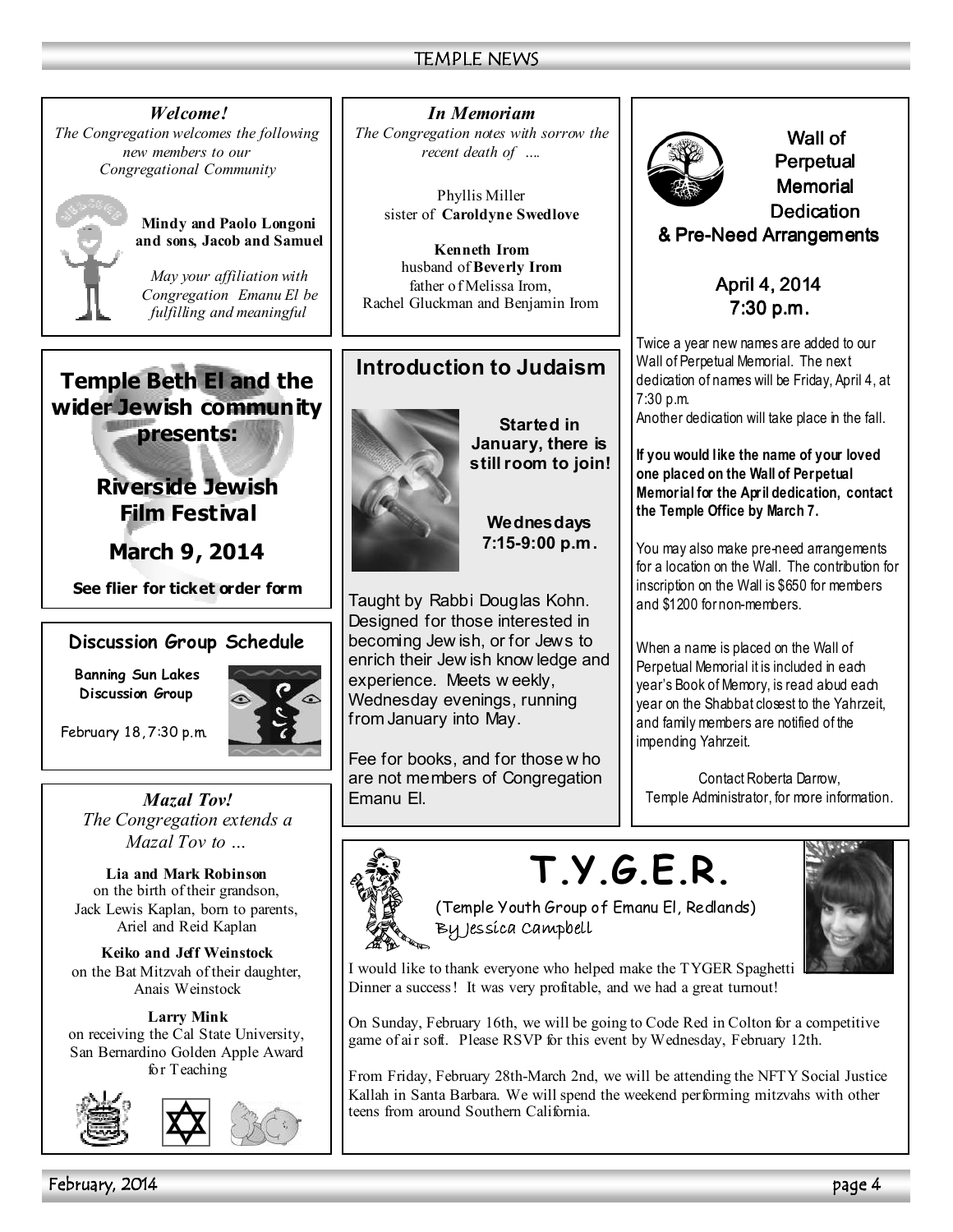## *Welcome!*

*The Congregation welcomes the following new members to our Congregational Community*

**Mindy and Paolo Longoni and sons, Jacob and Samuel**

*May your affiliation with Congregation Emanu El be fulfilling and meaningful*

## Temple Beth El and the wider Jewish community presents:

## Riverside Jewish Film Festival

## March 9, 2014

**See flier for ticket order form**

## Discussion Group Schedule

**Banning Sun Lakes Discussion Group**

February 18, 7:30 p.m.

## *Mazal Tov!*

*The Congregation extends a Mazal Tov to …*

**Lia and Mark Robinson**
on the birth of their grandson, Jack Lewis Kaplan, born to parents, Ariel and Reid Kaplan

**Keiko and Jeff Weinstock**
on the Bat Mitzvah of their daughter, Anais Weinstock

**Larry Mink**
on receiving the Cal State University, San Bernardino Golden Apple Award for Teaching

## *In Memoriam*

*The Congregation notes with sorrow the recent death of ….*

Phyllis Miller
sister of **Caroldyne Swedlove**

**Kenneth Irom**
husband of **Beverly Irom**
father of Melissa Irom, Rachel Gluckman and Benjamin Irom

## Introduction to Judaism

**Started in January, there is still room to join!**

**Wednesdays 7:15-9:00 p.m.**

Taught by Rabbi Douglas Kohn. Designed for those interested in becoming Jewish, or for Jews to enrich their Jewish knowledge and experience. Meets weekly, Wednesday evenings, running from January into May.

Fee for books, and for those who are not members of Congregation Emanu El.

## Wall of Perpetual Memorial Dedication & Pre-Need Arrangements

April 4, 2014
7:30 p.m.

Twice a year new names are added to our Wall of Perpetual Memorial. The next dedication of names will be Friday, April 4, at 7:30 p.m.
Another dedication will take place in the fall.

**If you would like the name of your loved one placed on the Wall of Perpetual Memorial for the April dedication, contact the Temple Office by March 7.**

You may also make pre-need arrangements for a location on the Wall. The contribution for inscription on the Wall is $650 for members and $1200 for non-members.

When a name is placed on the Wall of Perpetual Memorial it is included in each year's Book of Memory, is read aloud each year on the Shabbat closest to the Yahrzeit, and family members are notified of the impending Yahrzeit.

Contact Roberta Darrow, Temple Administrator, for more information.

## T.Y.G.E.R.

(Temple Youth Group of Emanu El, Redlands)
By Jessica Campbell

I would like to thank everyone who helped make the TYGER Spaghetti Dinner a success! It was very profitable, and we had a great turnout!

On Sunday, February 16th, we will be going to Code Red in Colton for a competitive game of air soft. Please RSVP for this event by Wednesday, February 12th.

From Friday, February 28th-March 2nd, we will be attending the NFTY Social Justice Kallah in Santa Barbara. We will spend the weekend performing mitzvahs with other teens from around Southern California.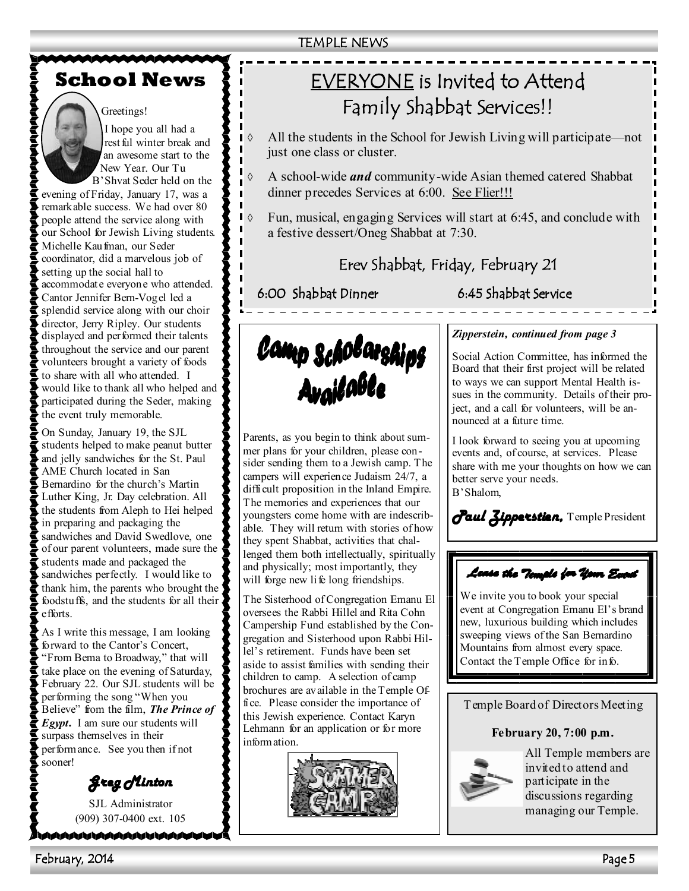## School News

Greetings!

I hope you all had a restful winter break and an awesome start to the New Year. Our Tu B'Shvat Seder held on the evening of Friday, January 17, was a remarkable success. We had over 80 people attend the service along with our School for Jewish Living students. Michelle Kaufman, our Seder coordinator, did a marvelous job of setting up the social hall to accommodate everyone who attended. Cantor Jennifer Bern-Vogel led a splendid service along with our choir director, Jerry Ripley. Our students displayed and performed their talents throughout the service and our parent volunteers brought a variety of foods to share with all who attended. I would like to thank all who helped and participated during the Seder, making the event truly memorable.

On Sunday, January 19, the SJL students helped to make peanut butter and jelly sandwiches for the St. Paul AME Church located in San Bernardino for the church's Martin Luther King, Jr. Day celebration. All the students from Aleph to Hei helped in preparing and packaging the sandwiches and David Swedlove, one of our parent volunteers, made sure the students made and packaged the sandwiches perfectly. I would like to thank him, the parents who brought the foodstuffs, and the students for all their efforts.

As I write this message, I am looking forward to the Cantor's Concert, "From Bema to Broadway," that will take place on the evening of Saturday, February 22. Our SJL students will be performing the song "When you Believe" from the film, ***The Prince of Egypt***. I am sure our students will surpass themselves in their performance. See you then if not sooner!

*Greg Minton*

SJL Administrator
(909) 307-0400 ext. 105

## EVERYONE is Invited to Attend Family Shabbat Services!!

- All the students in the School for Jewish Living will participate—not just one class or cluster.
- A school-wide ***and*** community-wide Asian themed catered Shabbat dinner precedes Services at 6:00. See Flier!!!
- Fun, musical, engaging Services will start at 6:45, and conclude with a festive dessert/Oneg Shabbat at 7:30.

Erev Shabbat, Friday, February 21

6:00 Shabbat Dinner — 6:45 Shabbat Service

## Camp Scholarships Available

Parents, as you begin to think about summer plans for your children, please consider sending them to a Jewish camp. The campers will experience Judaism 24/7, a difficult proposition in the Inland Empire. The memories and experiences that our youngsters come home with are indescribable. They will return with stories of how they spent Shabbat, activities that challenged them both intellectually, spiritually and physically; most importantly, they will forge new life long friendships.

The Sisterhood of Congregation Emanu El oversees the Rabbi Hillel and Rita Cohn Campership Fund established by the Congregation and Sisterhood upon Rabbi Hillel's retirement. Funds have been set aside to assist families with sending their children to camp. A selection of camp brochures are available in the Temple Office. Please consider the importance of this Jewish experience. Contact Karyn Lehmann for an application or for more information.

***Zipperstein, continued from page 3***

Social Action Committee, has informed the Board that their first project will be related to ways we can support Mental Health issues in the community. Details of their project, and a call for volunteers, will be announced at a future time.

I look forward to seeing you at upcoming events and, of course, at services. Please share with me your thoughts on how we can better serve your needs.

B'Shalom,

***Paul Zipperstien,*** Temple President

### Lease the Temple for Your Event

We invite you to book your special event at Congregation Emanu El's brand new, luxurious building which includes sweeping views of the San Bernardino Mountains from almost every space. Contact the Temple Office for info.

Temple Board of Directors Meeting

**February 20, 7:00 p.m.**

All Temple members are invited to attend and participate in the discussions regarding managing our Temple.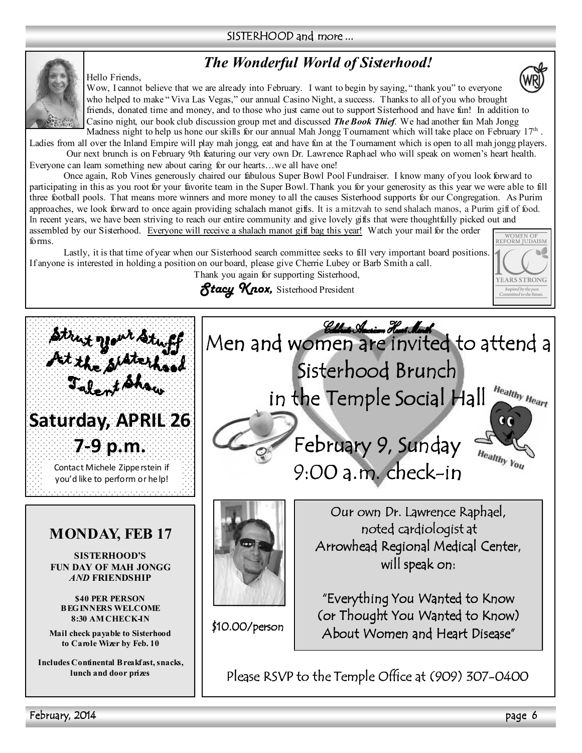## The Wonderful World of Sisterhood!

Hello Friends,

Wow, I cannot believe that we are already into February. I want to begin by saying, "thank you" to everyone who helped to make "Viva Las Vegas," our annual Casino Night, a success. Thanks to all of you who brought friends, donated time and money, and to those who just came out to support Sisterhood and have fun! In addition to Casino night, our book club discussion group met and discussed ***The Book Thief***. We had another fun Mah Jongg Madness night to help us hone our skills for our annual Mah Jongg Tournament which will take place on February 17th. Ladies from all over the Inland Empire will play mah jongg, eat and have fun at the Tournament which is open to all mah jongg players.

Our next brunch is on February 9th featuring our very own Dr. Lawrence Raphael who will speak on women's heart health. Everyone can learn something new about caring for our hearts…we all have one!

Once again, Rob Vines generously chaired our fabulous Super Bowl Pool Fundraiser. I know many of you look forward to participating in this as you root for your favorite team in the Super Bowl. Thank you for your generosity as this year we were able to fill three football pools. That means more winners and more money to all the causes Sisterhood supports for our Congregation. As Purim approaches, we look forward to once again providing schalach manot gifts. It is a mitzvah to send shalach manos, a Purim gift of food. In recent years, we have been striving to reach our entire community and give lovely gifts that were thoughtfully picked out and assembled by our Sisterhood. <u>Everyone will receive a shalach manot gift bag this year!</u> Watch your mail for the order forms.

Lastly, it is that time of year when our Sisterhood search committee seeks to fill very important board positions. If anyone is interested in holding a position on our board, please give Cherrie Lubey or Barb Smith a call.

Thank you again for supporting Sisterhood,

***Stacy Knox,*** Sisterhood President

WOMEN OF REFORM JUDAISM 100 YEARS STRONG *Inspired by the past. Committed to the future.*

---

**Strut your Stuff At the Sisterhood Talent Show**

**Saturday, APRIL 26**

**7-9 p.m.**

Contact Michele Zipperstein if you'd like to perform or help!

---

**MONDAY, FEB 17**

**SISTERHOOD'S FUN DAY OF MAH JONGG *AND* FRIENDSHIP**

**$40 PER PERSON**
**BEGINNERS WELCOME**
**8:30 AM CHECK-IN**

**Mail check payable to Sisterhood to Carole Wizer by Feb. 10**

**Includes Continental Breakfast, snacks, lunch and door prizes**

---

*Celebrate American Heart Month*

Men and women are invited to attend a Sisterhood Brunch in the Temple Social Hall

Healthy Heart Healthy You

February 9, Sunday
9:00 a.m. check-in

Our own Dr. Lawrence Raphael, noted cardiologist at Arrowhead Regional Medical Center, will speak on:

"Everything You Wanted to Know (or Thought You Wanted to Know) About Women and Heart Disease"

$10.00/person

Please RSVP to the Temple Office at (909) 307-0400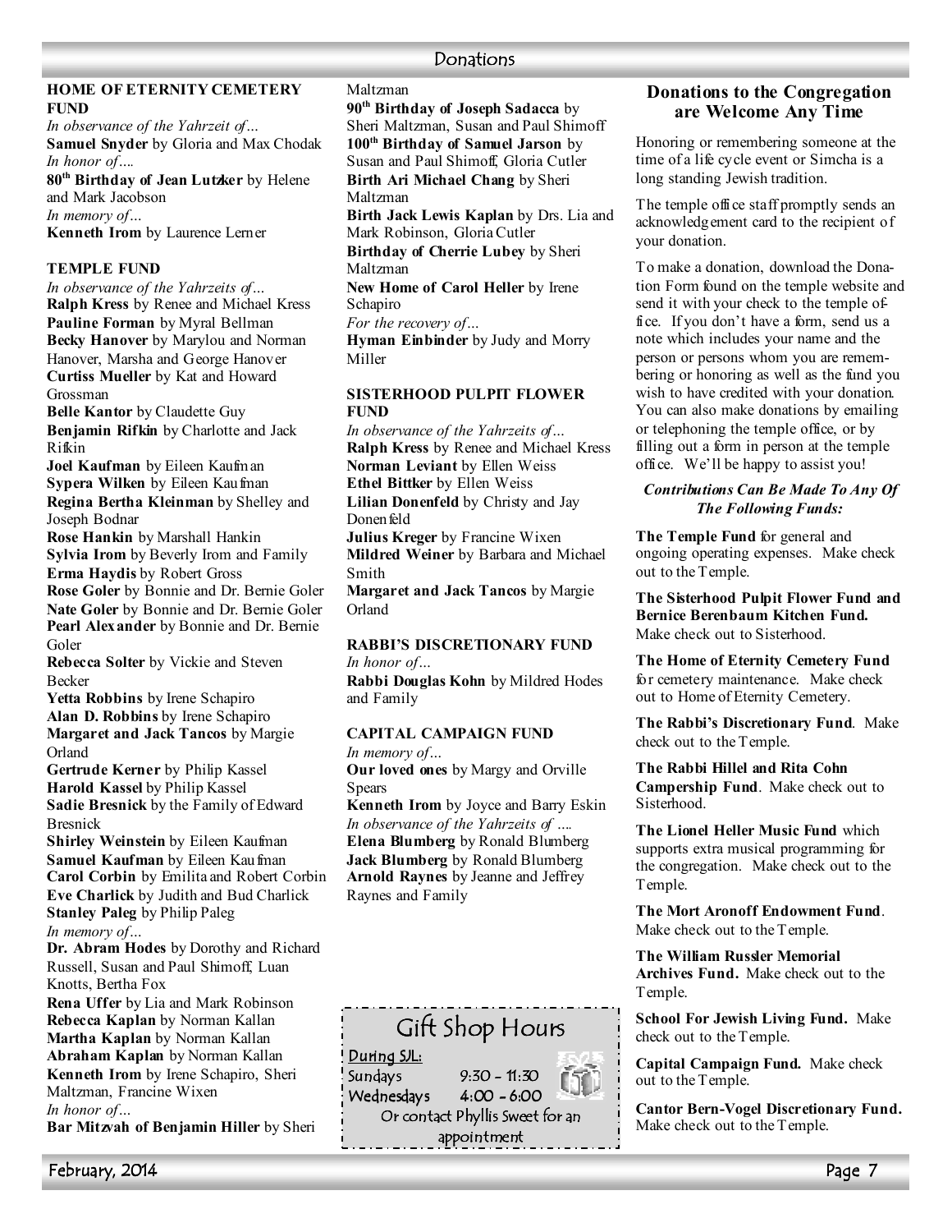# Donations

## HOME OF ETERNITY CEMETERY FUND

*In observance of the Yahrzeit of…*

**Samuel Snyder** by Gloria and Max Chodak

*In honor of….*

**80th Birthday of Jean Lutzker** by Helene and Mark Jacobson

*In memory of…*

**Kenneth Irom** by Laurence Lerner

## TEMPLE FUND

*In observance of the Yahrzeits of…*

**Ralph Kress** by Renee and Michael Kress
**Pauline Forman** by Myral Bellman
**Becky Hanover** by Marylou and Norman Hanover, Marsha and George Hanover
**Curtiss Mueller** by Kat and Howard Grossman
**Belle Kantor** by Claudette Guy
**Benjamin Rifkin** by Charlotte and Jack Rifkin
**Joel Kaufman** by Eileen Kaufman
**Sypera Wilken** by Eileen Kaufman
**Regina Bertha Kleinman** by Shelley and Joseph Bodnar
**Rose Hankin** by Marshall Hankin
**Sylvia Irom** by Beverly Irom and Family
**Erma Haydis** by Robert Gross
**Rose Goler** by Bonnie and Dr. Bernie Goler
**Nate Goler** by Bonnie and Dr. Bernie Goler
**Pearl Alexander** by Bonnie and Dr. Bernie Goler
**Rebecca Solter** by Vickie and Steven Becker
**Yetta Robbins** by Irene Schapiro
**Alan D. Robbins** by Irene Schapiro
**Margaret and Jack Tancos** by Margie Orland
**Gertrude Kerner** by Philip Kassel
**Harold Kassel** by Philip Kassel
**Sadie Bresnick** by the Family of Edward Bresnick
**Shirley Weinstein** by Eileen Kaufman
**Samuel Kaufman** by Eileen Kaufman
**Carol Corbin** by Emilita and Robert Corbin
**Eve Charlick** by Judith and Bud Charlick
**Stanley Paleg** by Philip Paleg

*In memory of…*

**Dr. Abram Hodes** by Dorothy and Richard Russell, Susan and Paul Shimoff, Luan Knotts, Bertha Fox
**Rena Uffer** by Lia and Mark Robinson
**Rebecca Kaplan** by Norman Kallan
**Martha Kaplan** by Norman Kallan
**Abraham Kaplan** by Norman Kallan
**Kenneth Irom** by Irene Schapiro, Sheri Maltzman, Francine Wixen

*In honor of…*

**Bar Mitzvah of Benjamin Hiller** by Sheri Maltzman
**90th Birthday of Joseph Sadacca** by Sheri Maltzman, Susan and Paul Shimoff
**100th Birthday of Samuel Jarson** by Susan and Paul Shimoff, Gloria Cutler
**Birth Ari Michael Chang** by Sheri Maltzman
**Birth Jack Lewis Kaplan** by Drs. Lia and Mark Robinson, Gloria Cutler
**Birthday of Cherrie Lubey** by Sheri Maltzman
**New Home of Carol Heller** by Irene Schapiro

*For the recovery of…*

**Hyman Einbinder** by Judy and Morry Miller

## SISTERHOOD PULPIT FLOWER FUND

*In observance of the Yahrzeits of…*

**Ralph Kress** by Renee and Michael Kress
**Norman Leviant** by Ellen Weiss
**Ethel Bittker** by Ellen Weiss
**Lilian Donenfeld** by Christy and Jay Donenfeld
**Julius Kreger** by Francine Wixen
**Mildred Weiner** by Barbara and Michael Smith
**Margaret and Jack Tancos** by Margie Orland

## RABBI'S DISCRETIONARY FUND

*In honor of…*

**Rabbi Douglas Kohn** by Mildred Hodes and Family

## CAPITAL CAMPAIGN FUND

*In memory of…*

**Our loved ones** by Margy and Orville Spears
**Kenneth Irom** by Joyce and Barry Eskin

*In observance of the Yahrzeits of ….*

**Elena Blumberg** by Ronald Blumberg
**Jack Blumberg** by Ronald Blumberg
**Arnold Raynes** by Jeanne and Jeffrey Raynes and Family

## Gift Shop Hours

During SJL:

Sundays 9:30 - 11:30
Wednesdays 4:00 - 6:00

Or contact Phyllis Sweet for an appointment

## Donations to the Congregation are Welcome Any Time

Honoring or remembering someone at the time of a life cycle event or Simcha is a long standing Jewish tradition.

The temple office staff promptly sends an acknowledgement card to the recipient of your donation.

To make a donation, download the Donation Form found on the temple website and send it with your check to the temple office. If you don't have a form, send us a note which includes your name and the person or persons whom you are remembering or honoring as well as the fund you wish to have credited with your donation. You can also make donations by emailing or telephoning the temple office, or by filling out a form in person at the temple office. We'll be happy to assist you!

***Contributions Can Be Made To Any Of The Following Funds:***

**The Temple Fund** for general and ongoing operating expenses. Make check out to the Temple.

**The Sisterhood Pulpit Flower Fund and Bernice Berenbaum Kitchen Fund.** Make check out to Sisterhood.

**The Home of Eternity Cemetery Fund** for cemetery maintenance. Make check out to Home of Eternity Cemetery.

**The Rabbi's Discretionary Fund**. Make check out to the Temple.

**The Rabbi Hillel and Rita Cohn Campership Fund**. Make check out to Sisterhood.

**The Lionel Heller Music Fund** which supports extra musical programming for the congregation. Make check out to the Temple.

**The Mort Aronoff Endowment Fund**. Make check out to the Temple.

**The William Russler Memorial Archives Fund.** Make check out to the Temple.

**School For Jewish Living Fund.** Make check out to the Temple.

**Capital Campaign Fund.** Make check out to the Temple.

**Cantor Bern-Vogel Discretionary Fund.** Make check out to the Temple.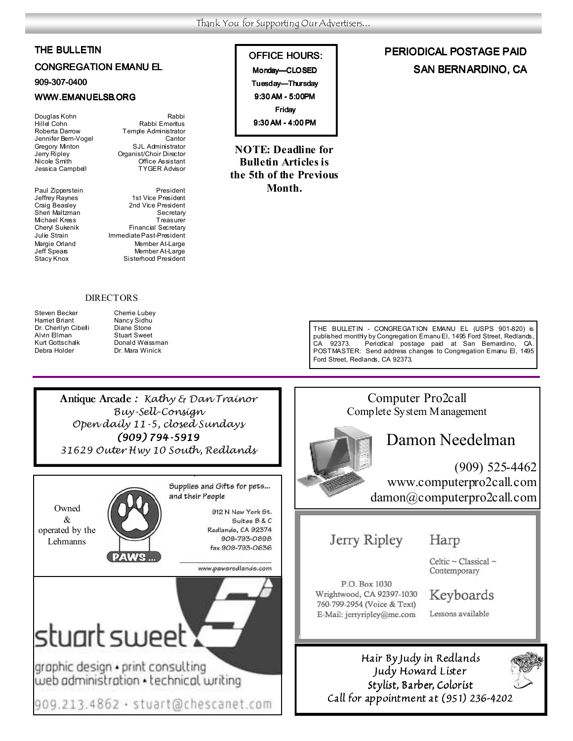Thank You for Supporting Our Advertisers...

**THE BULLETIN**

**CONGREGATION EMANU EL**

**909-307-0400**

**WWW.EMANUELSB.ORG**

| | |
|---|---|
| Douglas Kohn | Rabbi |
| Hillel Cohn | Rabbi Emeritus |
| Roberta Darrow | Temple Administrator |
| Jennifer Bern-Vogel | Cantor |
| Gregory Minton | SJL Administrator |
| Jerry Ripley | Organist/Choir Director |
| Nicole Smith | Office Assistant |
| Jessica Campbell | TYGER Advisor |

| | |
|---|---|
| Paul Zipperstein | President |
| Jeffrey Raynes | 1st Vice President |
| Craig Beasley | 2nd Vice President |
| Sheri Maltzman | Secretary |
| Michael Kress | Treasurer |
| Cheryl Sukenik | Financial Secretary |
| Julie Strain | Immediate Past-President |
| Margie Orland | Member At-Large |
| Jeff Spears | Member At-Large |
| Stacy Knox | Sisterhood President |

DIRECTORS

| | |
|---|---|
| Steven Becker | Cherrie Lubey |
| Harriet Briant | Nancy Sidhu |
| Dr. Cherilyn Cibelli | Diane Stone |
| Alvin Ellman | Stuart Sweet |
| Kurt Gottschalk | Donald Weissman |
| Debra Holder | Dr. Mara Winick |

**OFFICE HOURS:**

**Monday—CLOSED**
**Tuesday—Thursday**
**9:30 AM - 5:00PM**
**Friday**
**9:30 AM - 4:00 PM**

**NOTE: Deadline for Bulletin Articles is the 5th of the Previous Month.**

**PERIODICAL POSTAGE PAID**
**SAN BERNARDINO, CA**

THE BULLETIN - CONGREGATION EMANU EL (USPS 901-820) is published monthly by Congregation Emanu El, 1495 Ford Street, Redlands, CA 92373. Periodical postage paid at San Bernardino, CA. POSTMASTER: Send address changes to Congregation Emanu El, 1495 Ford Street, Redlands, CA 92373.

---

**Antique Arcade :** *Kathy & Dan Trainor*
*Buy-Sell-Consign*
*Open daily 11-5, closed Sundays*
*(909) 794-5919*
*31629 Outer Hwy 10 South, Redlands*

Computer Pro2call
Complete System Management
Damon Needelman
(909) 525-4462
www.computerpro2call.com
damon@computerpro2call.com

Owned & operated by the Lehmanns

PAWS...
Supplies and Gifts for pets... and their People
912 N New York St.
Suites B & C
Redlands, CA 92374
909-793-0898
fax 909-793-0636
www.pawsredlands.com

Jerry Ripley
Harp
Celtic ~ Classical ~ Contemporary
Keyboards
Lessons available
P.O. Box 1030
Wrightwood, CA 92397-1030
760-799-2954 (Voice & Text)
E-Mail: jerryripley@me.com

stuart sweet
graphic design • print consulting
web administration • technical writing
909.213.4862 · stuart@chescanet.com

*Hair By Judy in Redlands*
*Judy Howard Lister*
*Stylist, Barber, Colorist*
*Call for appointment at (951) 236-4202*